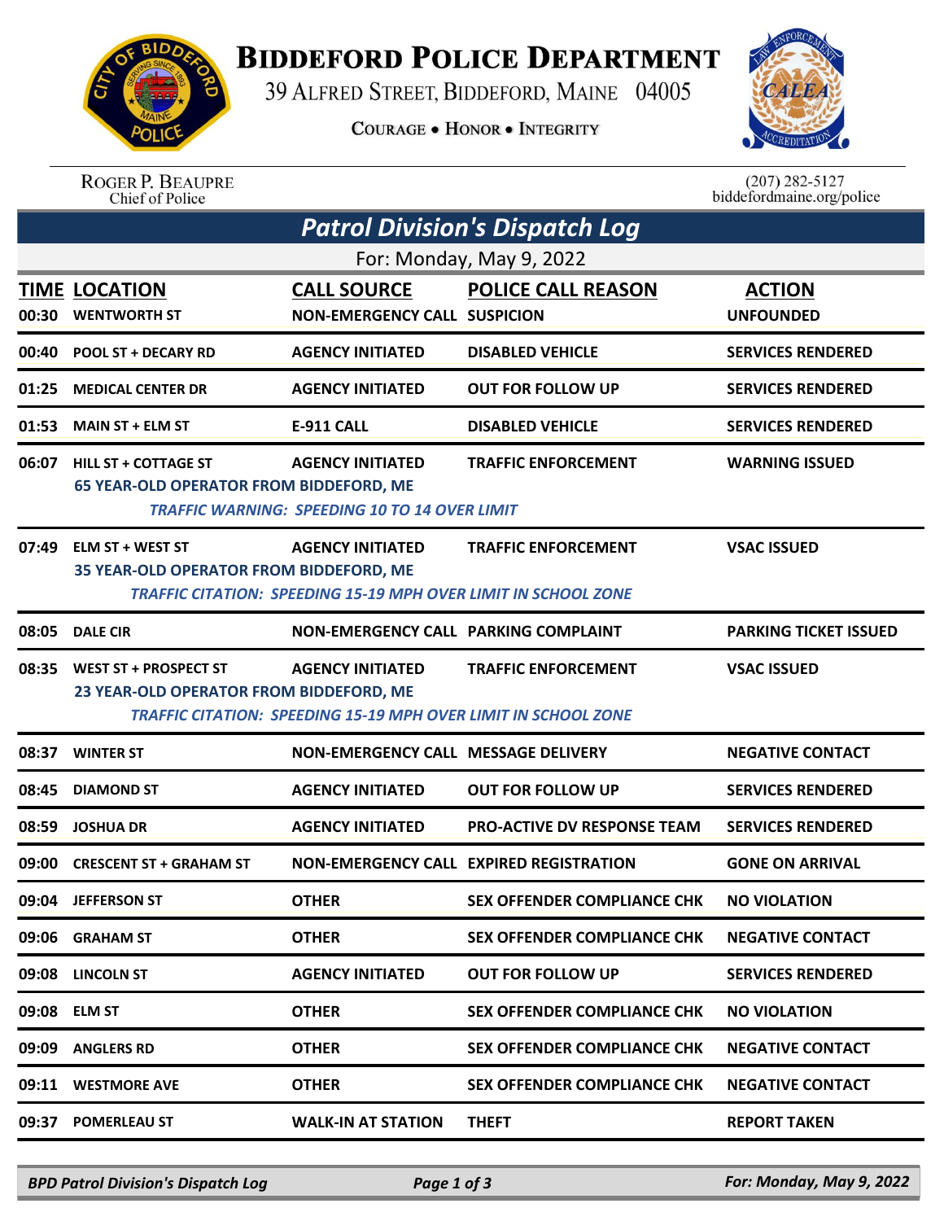# Biddeford Police Department

39 Alfred Street, Biddeford, Maine 04005

Courage • Honor • Integrity

Roger P. Beaupre
Chief of Police

(207) 282-5127
biddefordmaine.org/police

## Patrol Division's Dispatch Log

For: Monday, May 9, 2022

| TIME | LOCATION | CALL SOURCE | POLICE CALL REASON | ACTION |
|---|---|---|---|---|
| 00:30 | WENTWORTH ST | NON-EMERGENCY CALL | SUSPICION | UNFOUNDED |
| 00:40 | POOL ST + DECARY RD | AGENCY INITIATED | DISABLED VEHICLE | SERVICES RENDERED |
| 01:25 | MEDICAL CENTER DR | AGENCY INITIATED | OUT FOR FOLLOW UP | SERVICES RENDERED |
| 01:53 | MAIN ST + ELM ST | E-911 CALL | DISABLED VEHICLE | SERVICES RENDERED |
| 06:07 | HILL ST + COTTAGE ST<br>65 YEAR-OLD OPERATOR FROM BIDDEFORD, ME<br>*TRAFFIC WARNING: SPEEDING 10 TO 14 OVER LIMIT* | AGENCY INITIATED | TRAFFIC ENFORCEMENT | WARNING ISSUED |
| 07:49 | ELM ST + WEST ST<br>35 YEAR-OLD OPERATOR FROM BIDDEFORD, ME<br>*TRAFFIC CITATION: SPEEDING 15-19 MPH OVER LIMIT IN SCHOOL ZONE* | AGENCY INITIATED | TRAFFIC ENFORCEMENT | VSAC ISSUED |
| 08:05 | DALE CIR | NON-EMERGENCY CALL | PARKING COMPLAINT | PARKING TICKET ISSUED |
| 08:35 | WEST ST + PROSPECT ST<br>23 YEAR-OLD OPERATOR FROM BIDDEFORD, ME<br>*TRAFFIC CITATION: SPEEDING 15-19 MPH OVER LIMIT IN SCHOOL ZONE* | AGENCY INITIATED | TRAFFIC ENFORCEMENT | VSAC ISSUED |
| 08:37 | WINTER ST | NON-EMERGENCY CALL | MESSAGE DELIVERY | NEGATIVE CONTACT |
| 08:45 | DIAMOND ST | AGENCY INITIATED | OUT FOR FOLLOW UP | SERVICES RENDERED |
| 08:59 | JOSHUA DR | AGENCY INITIATED | PRO-ACTIVE DV RESPONSE TEAM | SERVICES RENDERED |
| 09:00 | CRESCENT ST + GRAHAM ST | NON-EMERGENCY CALL | EXPIRED REGISTRATION | GONE ON ARRIVAL |
| 09:04 | JEFFERSON ST | OTHER | SEX OFFENDER COMPLIANCE CHK | NO VIOLATION |
| 09:06 | GRAHAM ST | OTHER | SEX OFFENDER COMPLIANCE CHK | NEGATIVE CONTACT |
| 09:08 | LINCOLN ST | AGENCY INITIATED | OUT FOR FOLLOW UP | SERVICES RENDERED |
| 09:08 | ELM ST | OTHER | SEX OFFENDER COMPLIANCE CHK | NO VIOLATION |
| 09:09 | ANGLERS RD | OTHER | SEX OFFENDER COMPLIANCE CHK | NEGATIVE CONTACT |
| 09:11 | WESTMORE AVE | OTHER | SEX OFFENDER COMPLIANCE CHK | NEGATIVE CONTACT |
| 09:37 | POMERLEAU ST | WALK-IN AT STATION | THEFT | REPORT TAKEN |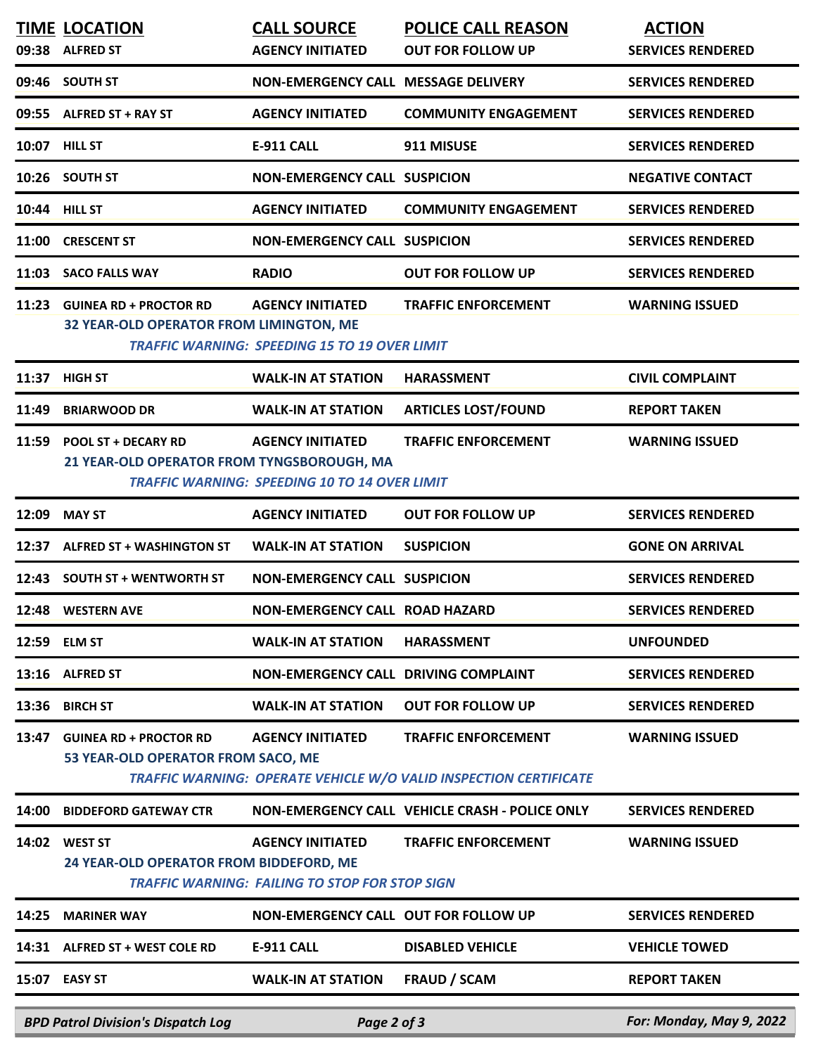| TIME | LOCATION | CALL SOURCE | POLICE CALL REASON | ACTION |
|---|---|---|---|---|
| 09:38 | ALFRED ST | AGENCY INITIATED | OUT FOR FOLLOW UP | SERVICES RENDERED |
| 09:46 | SOUTH ST | NON-EMERGENCY CALL | MESSAGE DELIVERY | SERVICES RENDERED |
| 09:55 | ALFRED ST + RAY ST | AGENCY INITIATED | COMMUNITY ENGAGEMENT | SERVICES RENDERED |
| 10:07 | HILL ST | E-911 CALL | 911 MISUSE | SERVICES RENDERED |
| 10:26 | SOUTH ST | NON-EMERGENCY CALL | SUSPICION | NEGATIVE CONTACT |
| 10:44 | HILL ST | AGENCY INITIATED | COMMUNITY ENGAGEMENT | SERVICES RENDERED |
| 11:00 | CRESCENT ST | NON-EMERGENCY CALL | SUSPICION | SERVICES RENDERED |
| 11:03 | SACO FALLS WAY | RADIO | OUT FOR FOLLOW UP | SERVICES RENDERED |
| 11:23 | GUINEA RD + PROCTOR RD | AGENCY INITIATED | TRAFFIC ENFORCEMENT | WARNING ISSUED |
| | 32 YEAR-OLD OPERATOR FROM LIMINGTON, ME | | | |
| | *TRAFFIC WARNING: SPEEDING 15 TO 19 OVER LIMIT* | | | |
| 11:37 | HIGH ST | WALK-IN AT STATION | HARASSMENT | CIVIL COMPLAINT |
| 11:49 | BRIARWOOD DR | WALK-IN AT STATION | ARTICLES LOST/FOUND | REPORT TAKEN |
| 11:59 | POOL ST + DECARY RD | AGENCY INITIATED | TRAFFIC ENFORCEMENT | WARNING ISSUED |
| | 21 YEAR-OLD OPERATOR FROM TYNGSBOROUGH, MA | | | |
| | *TRAFFIC WARNING: SPEEDING 10 TO 14 OVER LIMIT* | | | |
| 12:09 | MAY ST | AGENCY INITIATED | OUT FOR FOLLOW UP | SERVICES RENDERED |
| 12:37 | ALFRED ST + WASHINGTON ST | WALK-IN AT STATION | SUSPICION | GONE ON ARRIVAL |
| 12:43 | SOUTH ST + WENTWORTH ST | NON-EMERGENCY CALL | SUSPICION | SERVICES RENDERED |
| 12:48 | WESTERN AVE | NON-EMERGENCY CALL | ROAD HAZARD | SERVICES RENDERED |
| 12:59 | ELM ST | WALK-IN AT STATION | HARASSMENT | UNFOUNDED |
| 13:16 | ALFRED ST | NON-EMERGENCY CALL | DRIVING COMPLAINT | SERVICES RENDERED |
| 13:36 | BIRCH ST | WALK-IN AT STATION | OUT FOR FOLLOW UP | SERVICES RENDERED |
| 13:47 | GUINEA RD + PROCTOR RD | AGENCY INITIATED | TRAFFIC ENFORCEMENT | WARNING ISSUED |
| | 53 YEAR-OLD OPERATOR FROM SACO, ME | | | |
| | *TRAFFIC WARNING: OPERATE VEHICLE W/O VALID INSPECTION CERTIFICATE* | | | |
| 14:00 | BIDDEFORD GATEWAY CTR | NON-EMERGENCY CALL | VEHICLE CRASH - POLICE ONLY | SERVICES RENDERED |
| 14:02 | WEST ST | AGENCY INITIATED | TRAFFIC ENFORCEMENT | WARNING ISSUED |
| | 24 YEAR-OLD OPERATOR FROM BIDDEFORD, ME | | | |
| | *TRAFFIC WARNING: FAILING TO STOP FOR STOP SIGN* | | | |
| 14:25 | MARINER WAY | NON-EMERGENCY CALL | OUT FOR FOLLOW UP | SERVICES RENDERED |
| 14:31 | ALFRED ST + WEST COLE RD | E-911 CALL | DISABLED VEHICLE | VEHICLE TOWED |
| 15:07 | EASY ST | WALK-IN AT STATION | FRAUD / SCAM | REPORT TAKEN |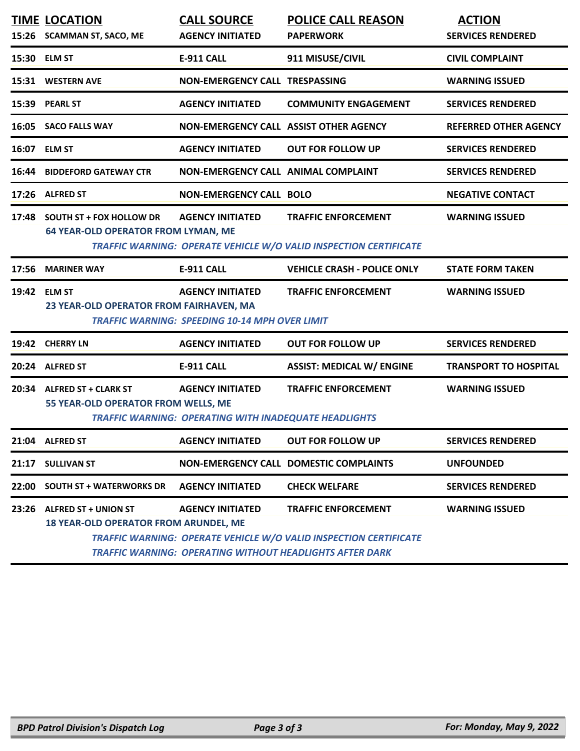| TIME | LOCATION | CALL SOURCE | POLICE CALL REASON | ACTION |
|---|---|---|---|---|
| 15:26 | SCAMMAN ST, SACO, ME | AGENCY INITIATED | PAPERWORK | SERVICES RENDERED |
| 15:30 | ELM ST | E-911 CALL | 911 MISUSE/CIVIL | CIVIL COMPLAINT |
| 15:31 | WESTERN AVE | NON-EMERGENCY CALL | TRESPASSING | WARNING ISSUED |
| 15:39 | PEARL ST | AGENCY INITIATED | COMMUNITY ENGAGEMENT | SERVICES RENDERED |
| 16:05 | SACO FALLS WAY | NON-EMERGENCY CALL | ASSIST OTHER AGENCY | REFERRED OTHER AGENCY |
| 16:07 | ELM ST | AGENCY INITIATED | OUT FOR FOLLOW UP | SERVICES RENDERED |
| 16:44 | BIDDEFORD GATEWAY CTR | NON-EMERGENCY CALL | ANIMAL COMPLAINT | SERVICES RENDERED |
| 17:26 | ALFRED ST | NON-EMERGENCY CALL | BOLO | NEGATIVE CONTACT |
| 17:48 | SOUTH ST + FOX HOLLOW DR<br>64 YEAR-OLD OPERATOR FROM LYMAN, ME<br>*TRAFFIC WARNING: OPERATE VEHICLE W/O VALID INSPECTION CERTIFICATE* | AGENCY INITIATED | TRAFFIC ENFORCEMENT | WARNING ISSUED |
| 17:56 | MARINER WAY | E-911 CALL | VEHICLE CRASH - POLICE ONLY | STATE FORM TAKEN |
| 19:42 | ELM ST<br>23 YEAR-OLD OPERATOR FROM FAIRHAVEN, MA<br>*TRAFFIC WARNING: SPEEDING 10-14 MPH OVER LIMIT* | AGENCY INITIATED | TRAFFIC ENFORCEMENT | WARNING ISSUED |
| 19:42 | CHERRY LN | AGENCY INITIATED | OUT FOR FOLLOW UP | SERVICES RENDERED |
| 20:24 | ALFRED ST | E-911 CALL | ASSIST: MEDICAL W/ ENGINE | TRANSPORT TO HOSPITAL |
| 20:34 | ALFRED ST + CLARK ST<br>55 YEAR-OLD OPERATOR FROM WELLS, ME<br>*TRAFFIC WARNING: OPERATING WITH INADEQUATE HEADLIGHTS* | AGENCY INITIATED | TRAFFIC ENFORCEMENT | WARNING ISSUED |
| 21:04 | ALFRED ST | AGENCY INITIATED | OUT FOR FOLLOW UP | SERVICES RENDERED |
| 21:17 | SULLIVAN ST | NON-EMERGENCY CALL | DOMESTIC COMPLAINTS | UNFOUNDED |
| 22:00 | SOUTH ST + WATERWORKS DR | AGENCY INITIATED | CHECK WELFARE | SERVICES RENDERED |
| 23:26 | ALFRED ST + UNION ST<br>18 YEAR-OLD OPERATOR FROM ARUNDEL, ME<br>*TRAFFIC WARNING: OPERATE VEHICLE W/O VALID INSPECTION CERTIFICATE*<br>*TRAFFIC WARNING: OPERATING WITHOUT HEADLIGHTS AFTER DARK* | AGENCY INITIATED | TRAFFIC ENFORCEMENT | WARNING ISSUED |